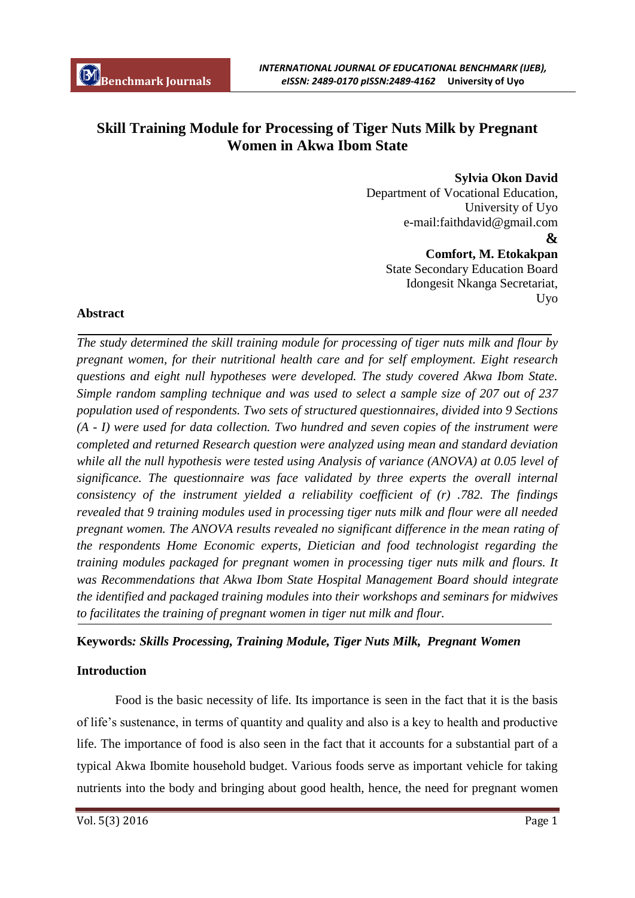# Skill Training Module for Processing of Tiger Nuts Milk by Pregnant Women in Akwa Ibom State

**Sylvia Okon David**
Department of Vocational Education,
University of Uyo
e-mail:faithdavid@gmail.com

**&**

**Comfort, M. Etokakpan**
State Secondary Education Board
Idongesit Nkanga Secretariat,
Uyo

## Abstract

*The study determined the skill training module for processing of tiger nuts milk and flour by pregnant women, for their nutritional health care and for self employment. Eight research questions and eight null hypotheses were developed. The study covered Akwa Ibom State. Simple random sampling technique and was used to select a sample size of 207 out of 237 population used of respondents. Two sets of structured questionnaires, divided into 9 Sections (A - I) were used for data collection. Two hundred and seven copies of the instrument were completed and returned Research question were analyzed using mean and standard deviation while all the null hypothesis were tested using Analysis of variance (ANOVA) at 0.05 level of significance. The questionnaire was face validated by three experts the overall internal consistency of the instrument yielded a reliability coefficient of (r) .782. The findings revealed that 9 training modules used in processing tiger nuts milk and flour were all needed pregnant women. The ANOVA results revealed no significant difference in the mean rating of the respondents Home Economic experts, Dietician and food technologist regarding the training modules packaged for pregnant women in processing tiger nuts milk and flours. It was Recommendations that Akwa Ibom State Hospital Management Board should integrate the identified and packaged training modules into their workshops and seminars for midwives to facilitates the training of pregnant women in tiger nut milk and flour.*

**Keywords*: Skills Processing, Training Module, Tiger Nuts Milk, Pregnant Women***

## Introduction

Food is the basic necessity of life. Its importance is seen in the fact that it is the basis of life's sustenance, in terms of quantity and quality and also is a key to health and productive life. The importance of food is also seen in the fact that it accounts for a substantial part of a typical Akwa Ibomite household budget. Various foods serve as important vehicle for taking nutrients into the body and bringing about good health, hence, the need for pregnant women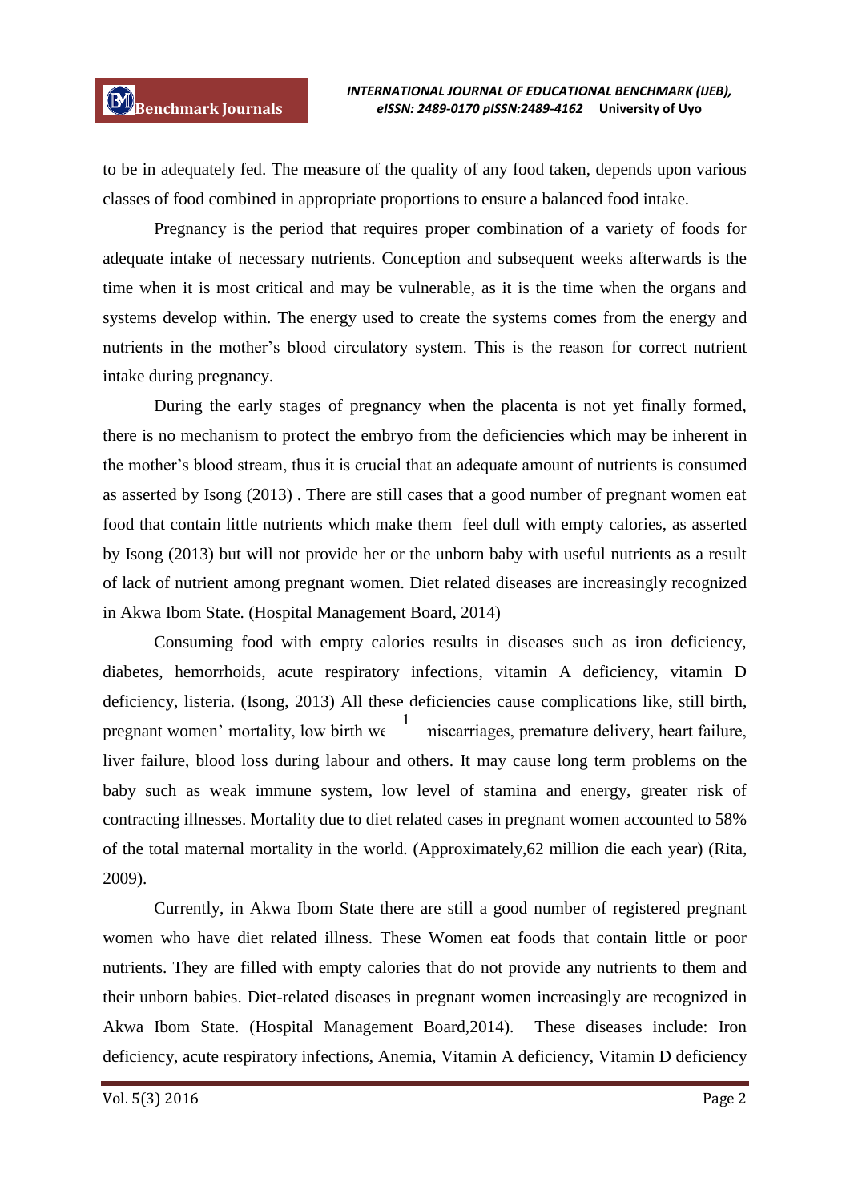to be in adequately fed. The measure of the quality of any food taken, depends upon various classes of food combined in appropriate proportions to ensure a balanced food intake.

Pregnancy is the period that requires proper combination of a variety of foods for adequate intake of necessary nutrients. Conception and subsequent weeks afterwards is the time when it is most critical and may be vulnerable, as it is the time when the organs and systems develop within. The energy used to create the systems comes from the energy and nutrients in the mother's blood circulatory system. This is the reason for correct nutrient intake during pregnancy.

During the early stages of pregnancy when the placenta is not yet finally formed, there is no mechanism to protect the embryo from the deficiencies which may be inherent in the mother's blood stream, thus it is crucial that an adequate amount of nutrients is consumed as asserted by Isong (2013) . There are still cases that a good number of pregnant women eat food that contain little nutrients which make them feel dull with empty calories, as asserted by Isong (2013) but will not provide her or the unborn baby with useful nutrients as a result of lack of nutrient among pregnant women. Diet related diseases are increasingly recognized in Akwa Ibom State. (Hospital Management Board, 2014)

Consuming food with empty calories results in diseases such as iron deficiency, diabetes, hemorrhoids, acute respiratory infections, vitamin A deficiency, vitamin D deficiency, listeria. (Isong, 2013) All these deficiencies cause complications like, still birth, pregnant women' mortality, low birth we[1] miscarriages, premature delivery, heart failure, liver failure, blood loss during labour and others. It may cause long term problems on the baby such as weak immune system, low level of stamina and energy, greater risk of contracting illnesses. Mortality due to diet related cases in pregnant women accounted to 58% of the total maternal mortality in the world. (Approximately,62 million die each year) (Rita, 2009).

Currently, in Akwa Ibom State there are still a good number of registered pregnant women who have diet related illness. These Women eat foods that contain little or poor nutrients. They are filled with empty calories that do not provide any nutrients to them and their unborn babies. Diet-related diseases in pregnant women increasingly are recognized in Akwa Ibom State. (Hospital Management Board,2014). These diseases include: Iron deficiency, acute respiratory infections, Anemia, Vitamin A deficiency, Vitamin D deficiency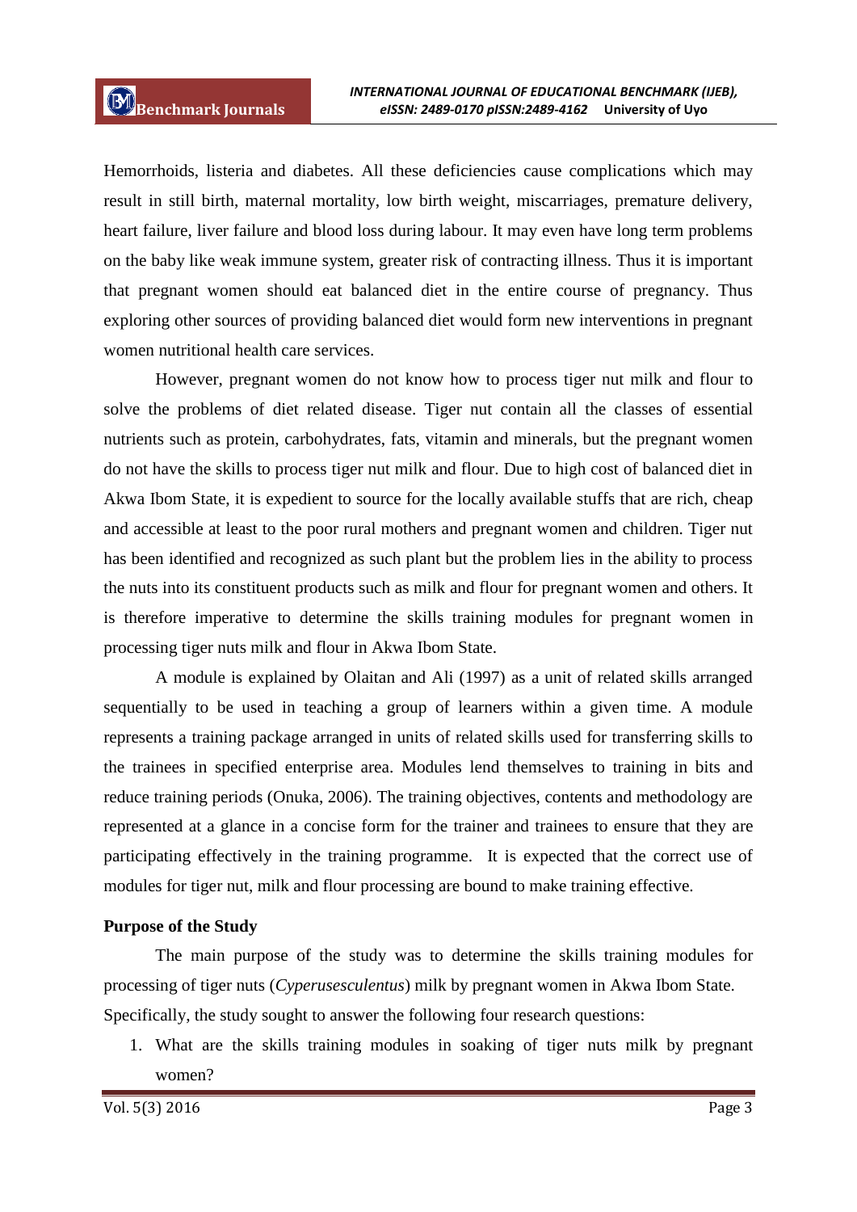Hemorrhoids, listeria and diabetes. All these deficiencies cause complications which may result in still birth, maternal mortality, low birth weight, miscarriages, premature delivery, heart failure, liver failure and blood loss during labour. It may even have long term problems on the baby like weak immune system, greater risk of contracting illness. Thus it is important that pregnant women should eat balanced diet in the entire course of pregnancy. Thus exploring other sources of providing balanced diet would form new interventions in pregnant women nutritional health care services.

However, pregnant women do not know how to process tiger nut milk and flour to solve the problems of diet related disease. Tiger nut contain all the classes of essential nutrients such as protein, carbohydrates, fats, vitamin and minerals, but the pregnant women do not have the skills to process tiger nut milk and flour. Due to high cost of balanced diet in Akwa Ibom State, it is expedient to source for the locally available stuffs that are rich, cheap and accessible at least to the poor rural mothers and pregnant women and children. Tiger nut has been identified and recognized as such plant but the problem lies in the ability to process the nuts into its constituent products such as milk and flour for pregnant women and others. It is therefore imperative to determine the skills training modules for pregnant women in processing tiger nuts milk and flour in Akwa Ibom State.

A module is explained by Olaitan and Ali (1997) as a unit of related skills arranged sequentially to be used in teaching a group of learners within a given time. A module represents a training package arranged in units of related skills used for transferring skills to the trainees in specified enterprise area. Modules lend themselves to training in bits and reduce training periods (Onuka, 2006). The training objectives, contents and methodology are represented at a glance in a concise form for the trainer and trainees to ensure that they are participating effectively in the training programme. It is expected that the correct use of modules for tiger nut, milk and flour processing are bound to make training effective.

**Purpose of the Study**

The main purpose of the study was to determine the skills training modules for processing of tiger nuts (*Cyperusesculentus*) milk by pregnant women in Akwa Ibom State. Specifically, the study sought to answer the following four research questions:

1. What are the skills training modules in soaking of tiger nuts milk by pregnant women?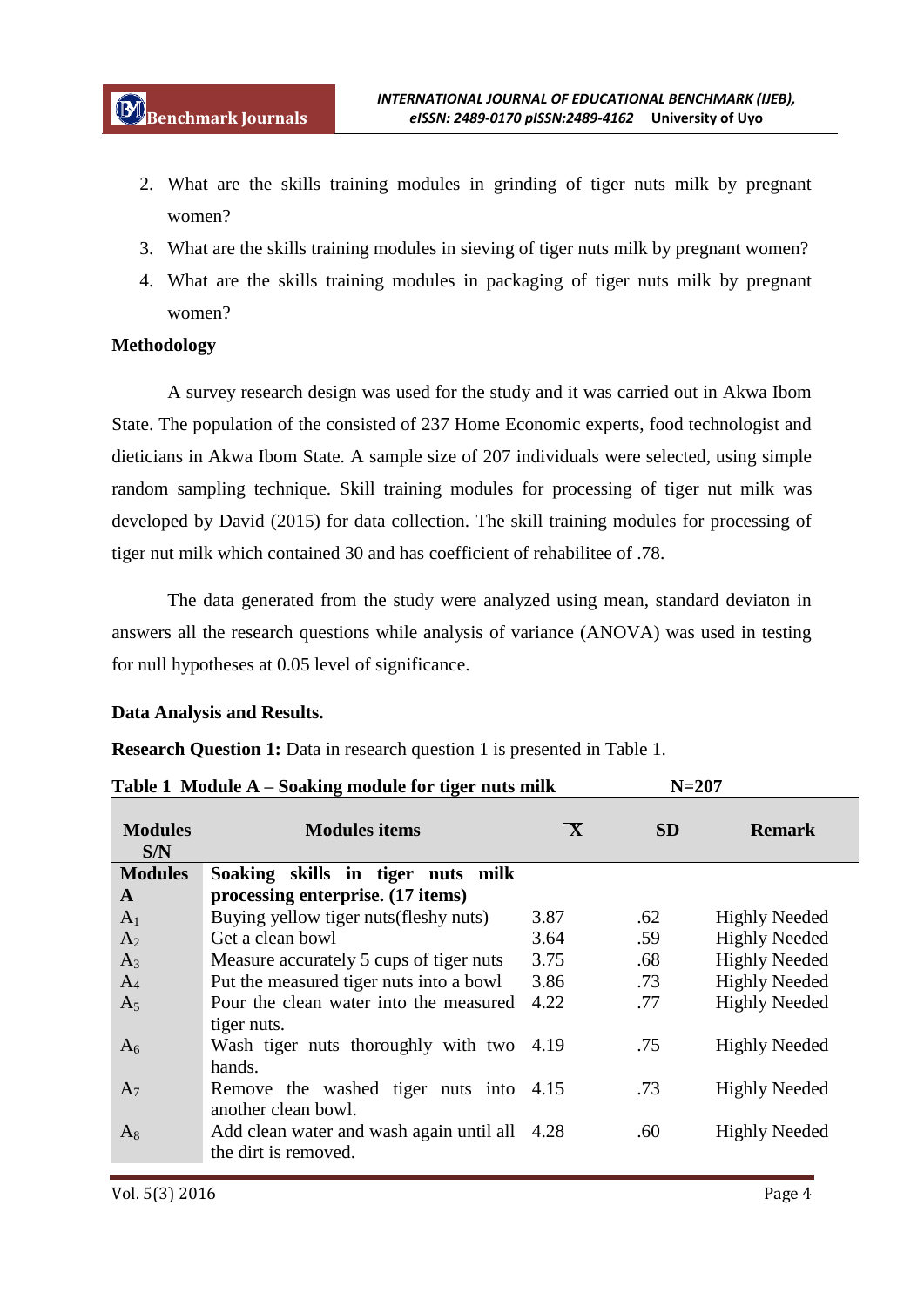2. What are the skills training modules in grinding of tiger nuts milk by pregnant women?
3. What are the skills training modules in sieving of tiger nuts milk by pregnant women?
4. What are the skills training modules in packaging of tiger nuts milk by pregnant women?

**Methodology**

A survey research design was used for the study and it was carried out in Akwa Ibom State. The population of the consisted of 237 Home Economic experts, food technologist and dieticians in Akwa Ibom State. A sample size of 207 individuals were selected, using simple random sampling technique. Skill training modules for processing of tiger nut milk was developed by David (2015) for data collection. The skill training modules for processing of tiger nut milk which contained 30 and has coefficient of rehabilitee of .78.

The data generated from the study were analyzed using mean, standard deviaton in answers all the research questions while analysis of variance (ANOVA) was used in testing for null hypotheses at 0.05 level of significance.

**Data Analysis and Results.**

**Research Question 1:** Data in research question 1 is presented in Table 1.

**Table 1 Module A – Soaking module for tiger nuts milk** N=207

| Modules S/N | Modules items | $\bar{X}$ | SD | Remark |
|---|---|---|---|---|
| **Modules A** | **Soaking skills in tiger nuts milk processing enterprise. (17 items)** | | | |
| $A_1$ | Buying yellow tiger nuts(fleshy nuts) | 3.87 | .62 | Highly Needed |
| $A_2$ | Get a clean bowl | 3.64 | .59 | Highly Needed |
| $A_3$ | Measure accurately 5 cups of tiger nuts | 3.75 | .68 | Highly Needed |
| $A_4$ | Put the measured tiger nuts into a bowl | 3.86 | .73 | Highly Needed |
| $A_5$ | Pour the clean water into the measured tiger nuts. | 4.22 | .77 | Highly Needed |
| $A_6$ | Wash tiger nuts thoroughly with two hands. | 4.19 | .75 | Highly Needed |
| $A_7$ | Remove the washed tiger nuts into another clean bowl. | 4.15 | .73 | Highly Needed |
| $A_8$ | Add clean water and wash again until all the dirt is removed. | 4.28 | .60 | Highly Needed |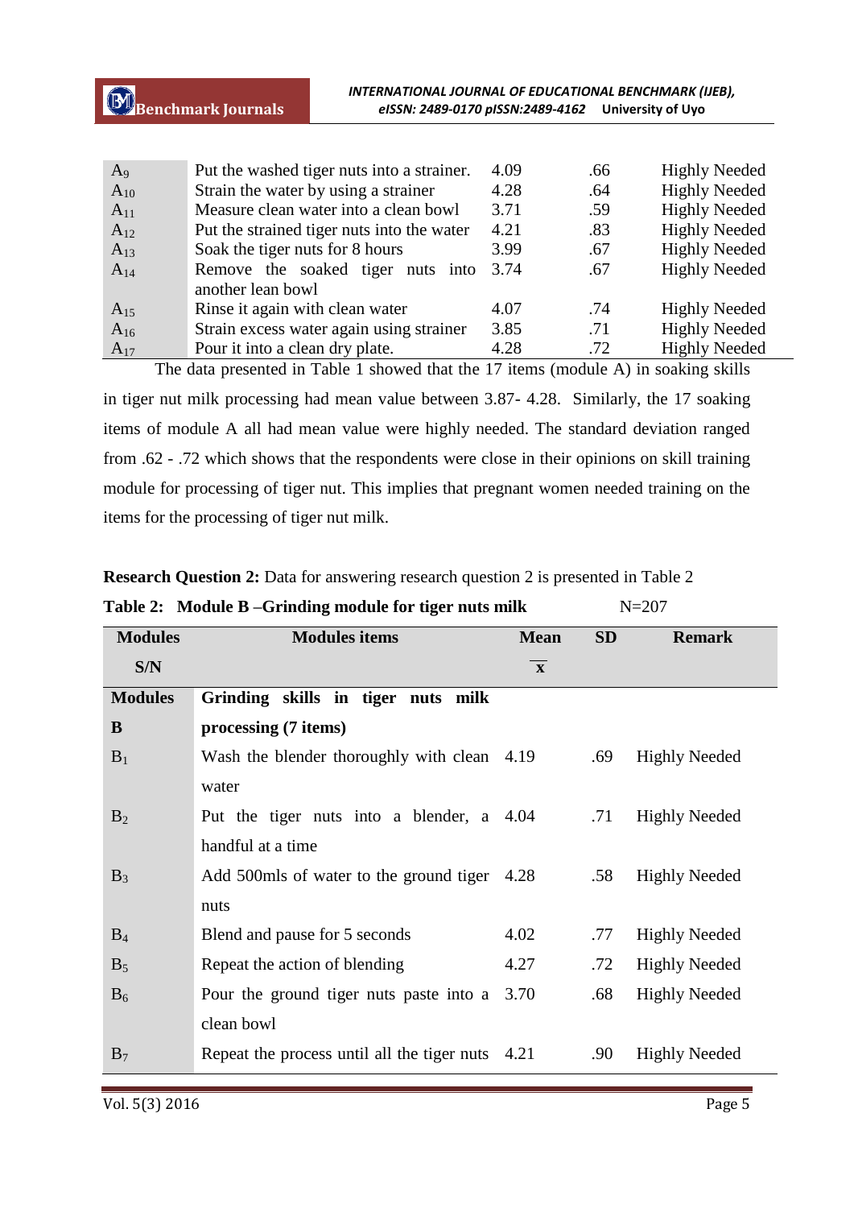| | | | | |
|---|---|---|---|---|
| $A_9$ | Put the washed tiger nuts into a strainer. | 4.09 | .66 | Highly Needed |
| $A_{10}$ | Strain the water by using a strainer | 4.28 | .64 | Highly Needed |
| $A_{11}$ | Measure clean water into a clean bowl | 3.71 | .59 | Highly Needed |
| $A_{12}$ | Put the strained tiger nuts into the water | 4.21 | .83 | Highly Needed |
| $A_{13}$ | Soak the tiger nuts for 8 hours | 3.99 | .67 | Highly Needed |
| $A_{14}$ | Remove the soaked tiger nuts into another lean bowl | 3.74 | .67 | Highly Needed |
| $A_{15}$ | Rinse it again with clean water | 4.07 | .74 | Highly Needed |
| $A_{16}$ | Strain excess water again using strainer | 3.85 | .71 | Highly Needed |
| $A_{17}$ | Pour it into a clean dry plate. | 4.28 | .72 | Highly Needed |

The data presented in Table 1 showed that the 17 items (module A) in soaking skills in tiger nut milk processing had mean value between 3.87- 4.28. Similarly, the 17 soaking items of module A all had mean value were highly needed. The standard deviation ranged from .62 - .72 which shows that the respondents were close in their opinions on skill training module for processing of tiger nut. This implies that pregnant women needed training on the items for the processing of tiger nut milk.

**Research Question 2:** Data for answering research question 2 is presented in Table 2

**Table 2: Module B –Grinding module for tiger nuts milk** N=207

| Modules S/N | Modules items | Mean $\bar{x}$ | SD | Remark |
|---|---|---|---|---|
| **Modules B** | **Grinding skills in tiger nuts milk processing (7 items)** | | | |
| $B_1$ | Wash the blender thoroughly with clean water | 4.19 | .69 | Highly Needed |
| $B_2$ | Put the tiger nuts into a blender, a handful at a time | 4.04 | .71 | Highly Needed |
| $B_3$ | Add 500mls of water to the ground tiger nuts | 4.28 | .58 | Highly Needed |
| $B_4$ | Blend and pause for 5 seconds | 4.02 | .77 | Highly Needed |
| $B_5$ | Repeat the action of blending | 4.27 | .72 | Highly Needed |
| $B_6$ | Pour the ground tiger nuts paste into a clean bowl | 3.70 | .68 | Highly Needed |
| $B_7$ | Repeat the process until all the tiger nuts | 4.21 | .90 | Highly Needed |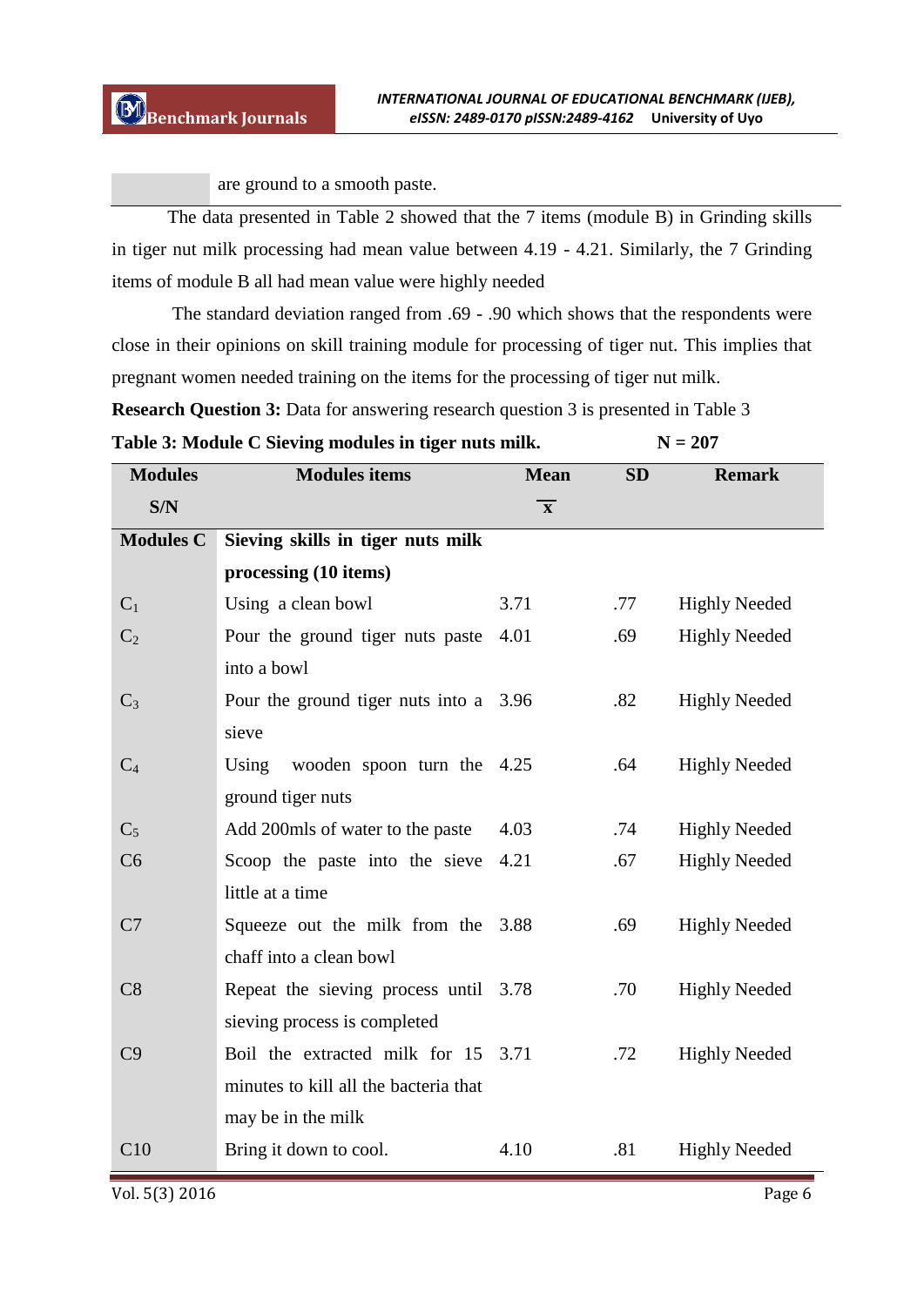| | are ground to a smooth paste. |
|---|---|

The data presented in Table 2 showed that the 7 items (module B) in Grinding skills in tiger nut milk processing had mean value between 4.19 - 4.21. Similarly, the 7 Grinding items of module B all had mean value were highly needed

The standard deviation ranged from .69 - .90 which shows that the respondents were close in their opinions on skill training module for processing of tiger nut. This implies that pregnant women needed training on the items for the processing of tiger nut milk.

**Research Question 3:** Data for answering research question 3 is presented in Table 3

**Table 3: Module C Sieving modules in tiger nuts milk.** **N = 207**

| Modules S/N | Modules items | Mean $\bar{x}$ | SD | Remark |
|---|---|---|---|---|
| **Modules C** | **Sieving skills in tiger nuts milk processing (10 items)** | | | |
| $C_1$ | Using a clean bowl | 3.71 | .77 | Highly Needed |
| $C_2$ | Pour the ground tiger nuts paste into a bowl | 4.01 | .69 | Highly Needed |
| $C_3$ | Pour the ground tiger nuts into a sieve | 3.96 | .82 | Highly Needed |
| $C_4$ | Using wooden spoon turn the ground tiger nuts | 4.25 | .64 | Highly Needed |
| $C_5$ | Add 200mls of water to the paste | 4.03 | .74 | Highly Needed |
| C6 | Scoop the paste into the sieve little at a time | 4.21 | .67 | Highly Needed |
| C7 | Squeeze out the milk from the chaff into a clean bowl | 3.88 | .69 | Highly Needed |
| C8 | Repeat the sieving process until sieving process is completed | 3.78 | .70 | Highly Needed |
| C9 | Boil the extracted milk for 15 minutes to kill all the bacteria that may be in the milk | 3.71 | .72 | Highly Needed |
| C10 | Bring it down to cool. | 4.10 | .81 | Highly Needed |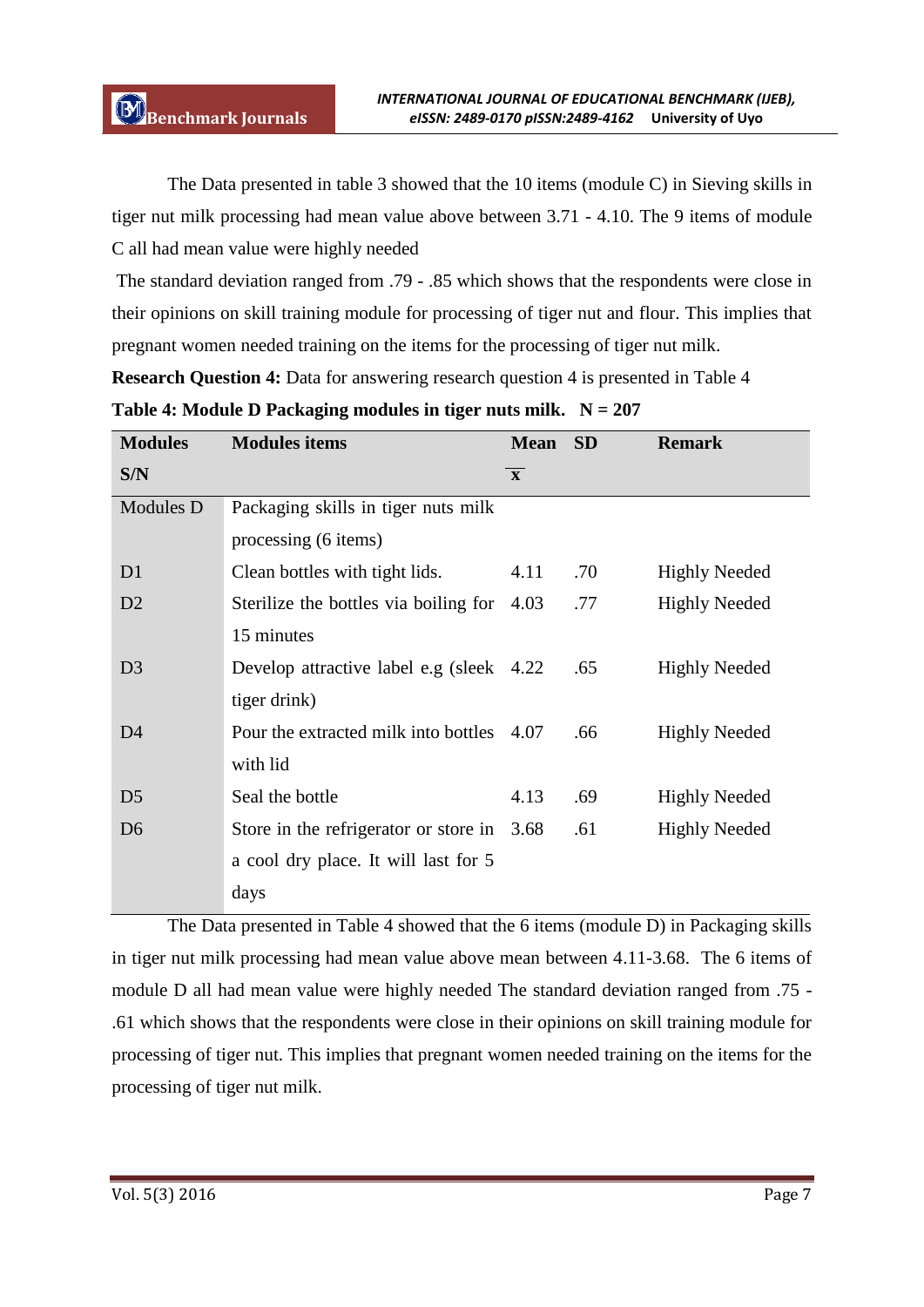The Data presented in table 3 showed that the 10 items (module C) in Sieving skills in tiger nut milk processing had mean value above between 3.71 - 4.10. The 9 items of module C all had mean value were highly needed

The standard deviation ranged from .79 - .85 which shows that the respondents were close in their opinions on skill training module for processing of tiger nut and flour. This implies that pregnant women needed training on the items for the processing of tiger nut milk.

**Research Question 4:** Data for answering research question 4 is presented in Table 4

**Table 4: Module D Packaging modules in tiger nuts milk. N = 207**

| Modules S/N | Modules items | Mean $\bar{x}$ | SD | Remark |
|---|---|---|---|---|
| Modules D | Packaging skills in tiger nuts milk processing (6 items) | | | |
| D1 | Clean bottles with tight lids. | 4.11 | .70 | Highly Needed |
| D2 | Sterilize the bottles via boiling for 15 minutes | 4.03 | .77 | Highly Needed |
| D3 | Develop attractive label e.g (sleek tiger drink) | 4.22 | .65 | Highly Needed |
| D4 | Pour the extracted milk into bottles with lid | 4.07 | .66 | Highly Needed |
| D5 | Seal the bottle | 4.13 | .69 | Highly Needed |
| D6 | Store in the refrigerator or store in a cool dry place. It will last for 5 days | 3.68 | .61 | Highly Needed |

The Data presented in Table 4 showed that the 6 items (module D) in Packaging skills in tiger nut milk processing had mean value above mean between 4.11-3.68. The 6 items of module D all had mean value were highly needed The standard deviation ranged from .75 - .61 which shows that the respondents were close in their opinions on skill training module for processing of tiger nut. This implies that pregnant women needed training on the items for the processing of tiger nut milk.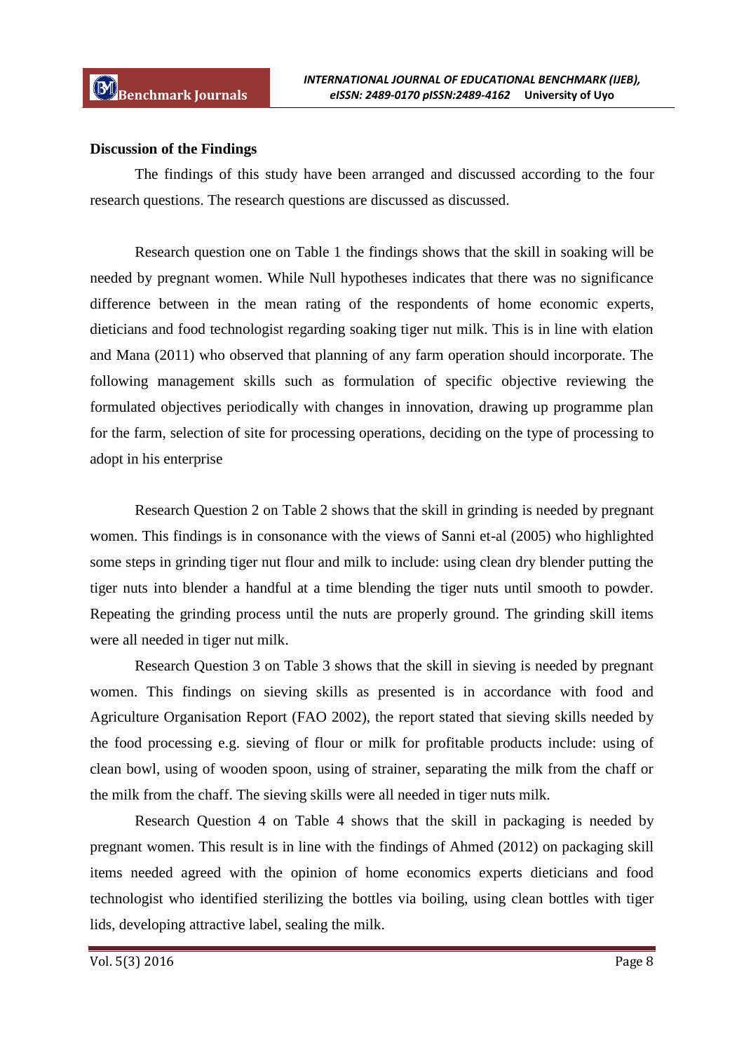**Discussion of the Findings**

The findings of this study have been arranged and discussed according to the four research questions. The research questions are discussed as discussed.

Research question one on Table 1 the findings shows that the skill in soaking will be needed by pregnant women. While Null hypotheses indicates that there was no significance difference between in the mean rating of the respondents of home economic experts, dieticians and food technologist regarding soaking tiger nut milk. This is in line with elation and Mana (2011) who observed that planning of any farm operation should incorporate. The following management skills such as formulation of specific objective reviewing the formulated objectives periodically with changes in innovation, drawing up programme plan for the farm, selection of site for processing operations, deciding on the type of processing to adopt in his enterprise

Research Question 2 on Table 2 shows that the skill in grinding is needed by pregnant women. This findings is in consonance with the views of Sanni et-al (2005) who highlighted some steps in grinding tiger nut flour and milk to include: using clean dry blender putting the tiger nuts into blender a handful at a time blending the tiger nuts until smooth to powder. Repeating the grinding process until the nuts are properly ground. The grinding skill items were all needed in tiger nut milk.

Research Question 3 on Table 3 shows that the skill in sieving is needed by pregnant women. This findings on sieving skills as presented is in accordance with food and Agriculture Organisation Report (FAO 2002), the report stated that sieving skills needed by the food processing e.g. sieving of flour or milk for profitable products include: using of clean bowl, using of wooden spoon, using of strainer, separating the milk from the chaff or the milk from the chaff. The sieving skills were all needed in tiger nuts milk.

Research Question 4 on Table 4 shows that the skill in packaging is needed by pregnant women. This result is in line with the findings of Ahmed (2012) on packaging skill items needed agreed with the opinion of home economics experts dieticians and food technologist who identified sterilizing the bottles via boiling, using clean bottles with tiger lids, developing attractive label, sealing the milk.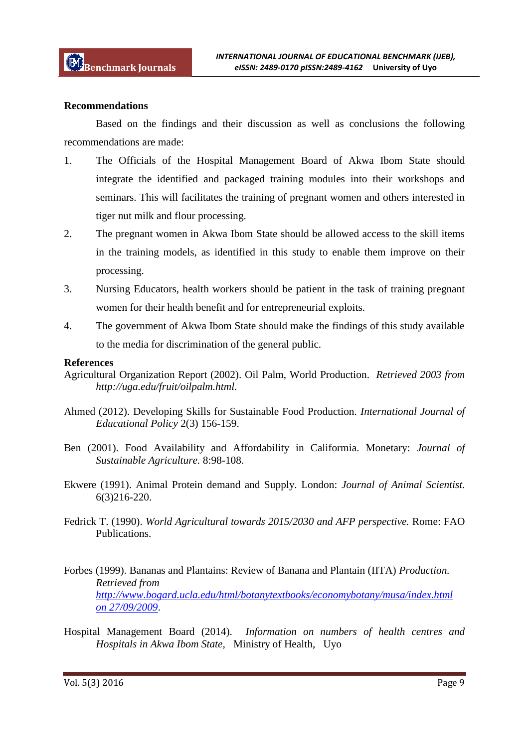## Recommendations

Based on the findings and their discussion as well as conclusions the following recommendations are made:

1. The Officials of the Hospital Management Board of Akwa Ibom State should integrate the identified and packaged training modules into their workshops and seminars. This will facilitates the training of pregnant women and others interested in tiger nut milk and flour processing.
2. The pregnant women in Akwa Ibom State should be allowed access to the skill items in the training models, as identified in this study to enable them improve on their processing.
3. Nursing Educators, health workers should be patient in the task of training pregnant women for their health benefit and for entrepreneurial exploits.
4. The government of Akwa Ibom State should make the findings of this study available to the media for discrimination of the general public.

## References

Agricultural Organization Report (2002). Oil Palm, World Production. *Retrieved 2003 from http://uga.edu/fruit/oilpalm.html.*

Ahmed (2012). Developing Skills for Sustainable Food Production. *International Journal of Educational Policy* 2(3) 156-159.

Ben (2001). Food Availability and Affordability in Califormia. Monetary: *Journal of Sustainable Agriculture.* 8:98-108.

Ekwere (1991). Animal Protein demand and Supply. London: *Journal of Animal Scientist.* 6(3)216-220.

Fedrick T. (1990). *World Agricultural towards 2015/2030 and AFP perspective.* Rome: FAO Publications.

Forbes (1999). Bananas and Plantains: Review of Banana and Plantain (IITA) *Production. Retrieved from* http://www.bogard.ucla.edu/html/botanytextbooks/economybotany/musa/index.html on 27/09/2009.

Hospital Management Board (2014). *Information on numbers of health centres and Hospitals in Akwa Ibom State*, Ministry of Health, Uyo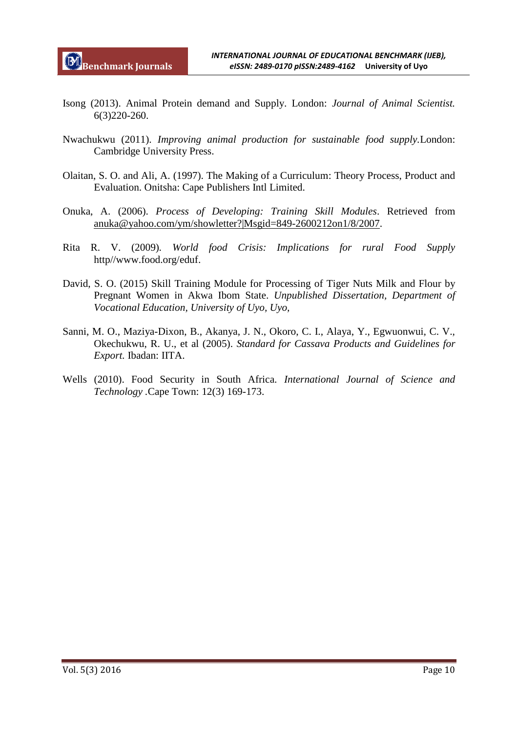Isong (2013). Animal Protein demand and Supply. London: *Journal of Animal Scientist.* 6(3)220-260.

Nwachukwu (2011). *Improving animal production for sustainable food supply.*London: Cambridge University Press.

Olaitan, S. O. and Ali, A. (1997). The Making of a Curriculum: Theory Process, Product and Evaluation. Onitsha: Cape Publishers Intl Limited.

Onuka, A. (2006). *Process of Developing: Training Skill Modules*. Retrieved from anuka@yahoo.com/ym/showletter?|Msgid=849-2600212on1/8/2007.

Rita R. V. (2009). *World food Crisis: Implications for rural Food Supply* http//www.food.org/eduf.

David, S. O. (2015) Skill Training Module for Processing of Tiger Nuts Milk and Flour by Pregnant Women in Akwa Ibom State. *Unpublished Dissertation, Department of Vocational Education, University of Uyo, Uyo,*

Sanni, M. O., Maziya-Dixon, B., Akanya, J. N., Okoro, C. I., Alaya, Y., Egwuonwui, C. V., Okechukwu, R. U., et al (2005). *Standard for Cassava Products and Guidelines for Export.* Ibadan: IITA.

Wells (2010). Food Security in South Africa. *International Journal of Science and Technology* .Cape Town: 12(3) 169-173.